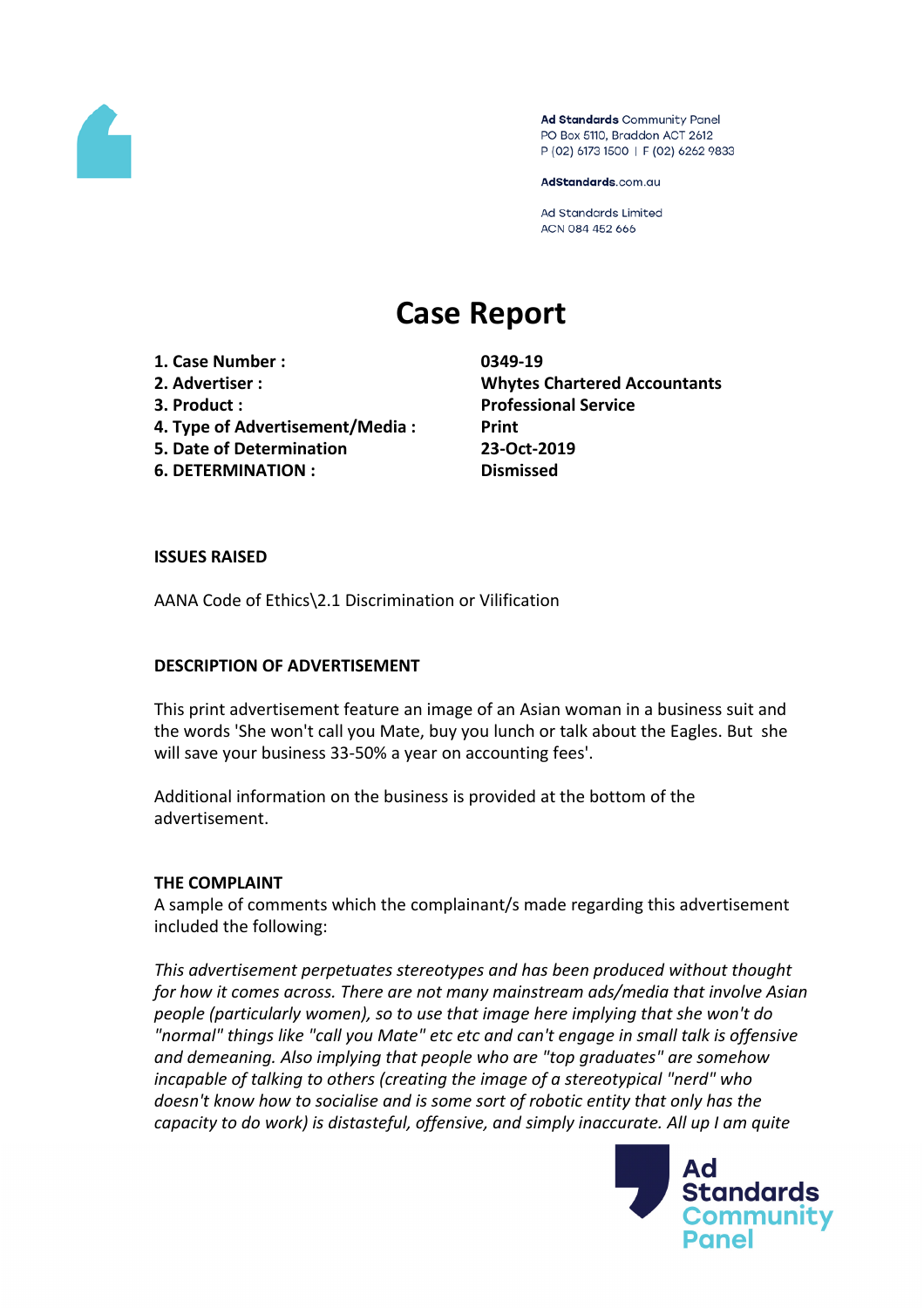Ad Standards Community Panel
PO Box 5110, Braddon ACT 2612
P (02) 6173 1500 | F (02) 6262 9833

AdStandards.com.au

Ad Standards Limited
ACN 084 452 666

# Case Report

| | |
|---|---|
| **1. Case Number :** | **0349-19** |
| **2. Advertiser :** | **Whytes Chartered Accountants** |
| **3. Product :** | **Professional Service** |
| **4. Type of Advertisement/Media :** | **Print** |
| **5. Date of Determination** | **23-Oct-2019** |
| **6. DETERMINATION :** | **Dismissed** |

**ISSUES RAISED**

AANA Code of Ethics\2.1 Discrimination or Vilification

**DESCRIPTION OF ADVERTISEMENT**

This print advertisement feature an image of an Asian woman in a business suit and the words 'She won't call you Mate, buy you lunch or talk about the Eagles. But she will save your business 33-50% a year on accounting fees'.

Additional information on the business is provided at the bottom of the advertisement.

**THE COMPLAINT**

A sample of comments which the complainant/s made regarding this advertisement included the following:

*This advertisement perpetuates stereotypes and has been produced without thought for how it comes across. There are not many mainstream ads/media that involve Asian people (particularly women), so to use that image here implying that she won't do "normal" things like "call you Mate" etc etc and can't engage in small talk is offensive and demeaning. Also implying that people who are "top graduates" are somehow incapable of talking to others (creating the image of a stereotypical "nerd" who doesn't know how to socialise and is some sort of robotic entity that only has the capacity to do work) is distasteful, offensive, and simply inaccurate. All up I am quite*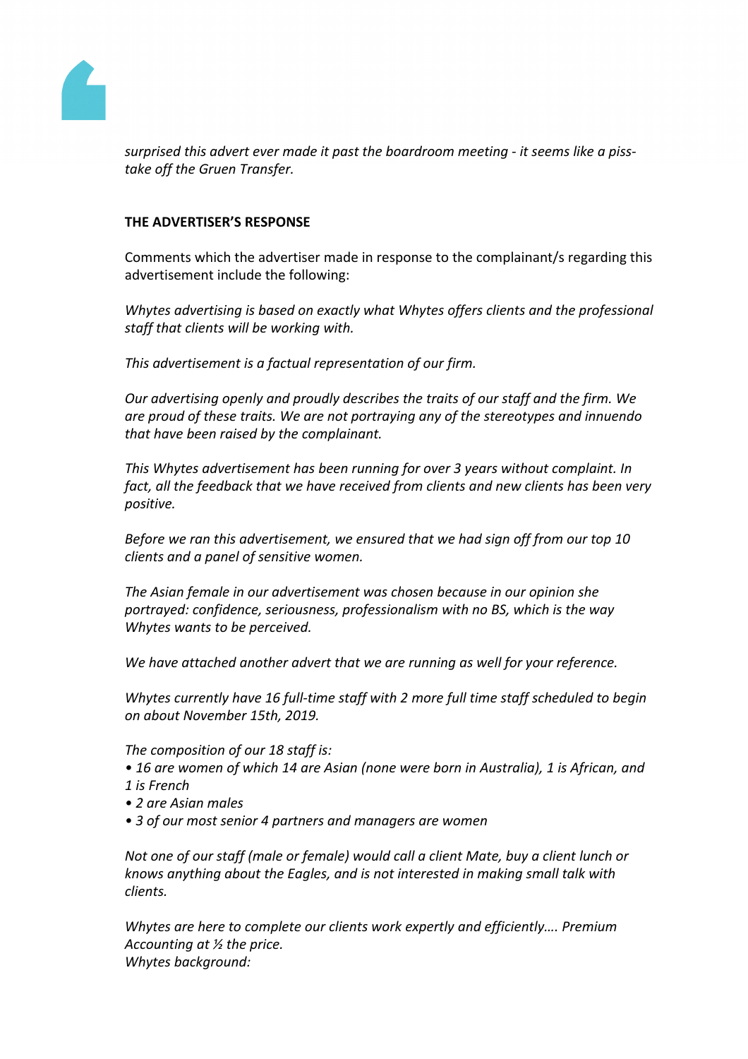*surprised this advert ever made it past the boardroom meeting - it seems like a piss-take off the Gruen Transfer.*

**THE ADVERTISER'S RESPONSE**

Comments which the advertiser made in response to the complainant/s regarding this advertisement include the following:

*Whytes advertising is based on exactly what Whytes offers clients and the professional staff that clients will be working with.*

*This advertisement is a factual representation of our firm.*

*Our advertising openly and proudly describes the traits of our staff and the firm. We are proud of these traits. We are not portraying any of the stereotypes and innuendo that have been raised by the complainant.*

*This Whytes advertisement has been running for over 3 years without complaint. In fact, all the feedback that we have received from clients and new clients has been very positive.*

*Before we ran this advertisement, we ensured that we had sign off from our top 10 clients and a panel of sensitive women.*

*The Asian female in our advertisement was chosen because in our opinion she portrayed: confidence, seriousness, professionalism with no BS, which is the way Whytes wants to be perceived.*

*We have attached another advert that we are running as well for your reference.*

*Whytes currently have 16 full-time staff with 2 more full time staff scheduled to begin on about November 15th, 2019.*

*The composition of our 18 staff is:*
- *16 are women of which 14 are Asian (none were born in Australia), 1 is African, and 1 is French*
- *2 are Asian males*
- *3 of our most senior 4 partners and managers are women*

*Not one of our staff (male or female) would call a client Mate, buy a client lunch or knows anything about the Eagles, and is not interested in making small talk with clients.*

*Whytes are here to complete our clients work expertly and efficiently…. Premium Accounting at ½ the price.*
*Whytes background:*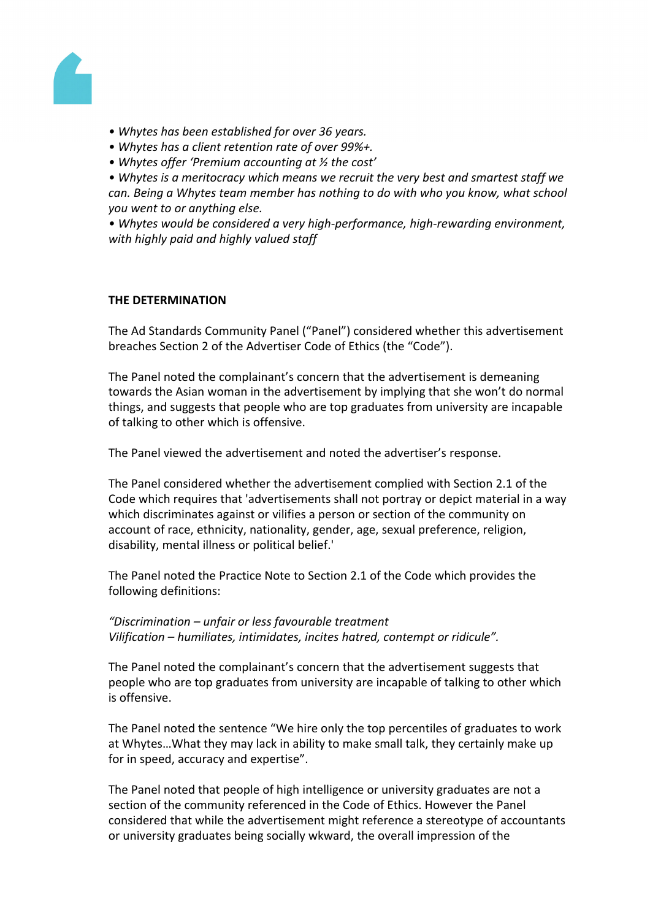*• Whytes has been established for over 36 years.*
*• Whytes has a client retention rate of over 99%+.*
*• Whytes offer 'Premium accounting at ½ the cost'*
*• Whytes is a meritocracy which means we recruit the very best and smartest staff we can. Being a Whytes team member has nothing to do with who you know, what school you went to or anything else.*
*• Whytes would be considered a very high-performance, high-rewarding environment, with highly paid and highly valued staff*

**THE DETERMINATION**

The Ad Standards Community Panel ("Panel") considered whether this advertisement breaches Section 2 of the Advertiser Code of Ethics (the "Code").

The Panel noted the complainant's concern that the advertisement is demeaning towards the Asian woman in the advertisement by implying that she won't do normal things, and suggests that people who are top graduates from university are incapable of talking to other which is offensive.

The Panel viewed the advertisement and noted the advertiser's response.

The Panel considered whether the advertisement complied with Section 2.1 of the Code which requires that 'advertisements shall not portray or depict material in a way which discriminates against or vilifies a person or section of the community on account of race, ethnicity, nationality, gender, age, sexual preference, religion, disability, mental illness or political belief.'

The Panel noted the Practice Note to Section 2.1 of the Code which provides the following definitions:

*"Discrimination – unfair or less favourable treatment*
*Vilification – humiliates, intimidates, incites hatred, contempt or ridicule".*

The Panel noted the complainant's concern that the advertisement suggests that people who are top graduates from university are incapable of talking to other which is offensive.

The Panel noted the sentence "We hire only the top percentiles of graduates to work at Whytes…What they may lack in ability to make small talk, they certainly make up for in speed, accuracy and expertise".

The Panel noted that people of high intelligence or university graduates are not a section of the community referenced in the Code of Ethics. However the Panel considered that while the advertisement might reference a stereotype of accountants or university graduates being socially wkward, the overall impression of the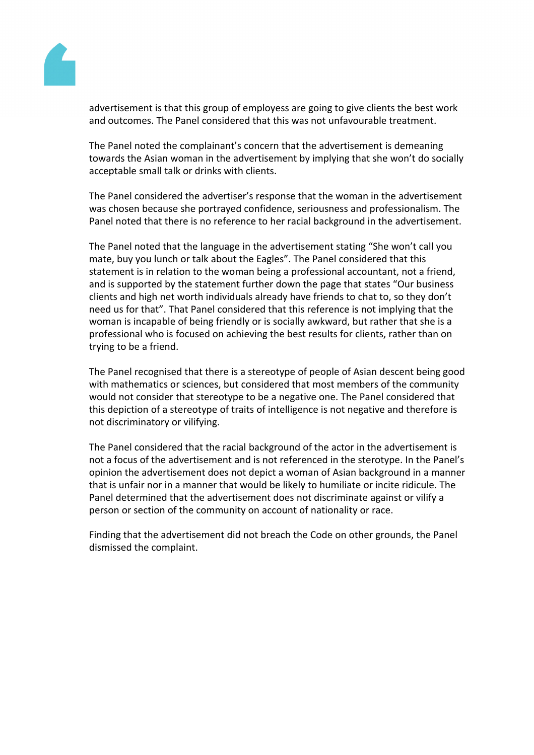advertisement is that this group of employess are going to give clients the best work and outcomes. The Panel considered that this was not unfavourable treatment.

The Panel noted the complainant's concern that the advertisement is demeaning towards the Asian woman in the advertisement by implying that she won't do socially acceptable small talk or drinks with clients.

The Panel considered the advertiser's response that the woman in the advertisement was chosen because she portrayed confidence, seriousness and professionalism. The Panel noted that there is no reference to her racial background in the advertisement.

The Panel noted that the language in the advertisement stating "She won't call you mate, buy you lunch or talk about the Eagles". The Panel considered that this statement is in relation to the woman being a professional accountant, not a friend, and is supported by the statement further down the page that states "Our business clients and high net worth individuals already have friends to chat to, so they don't need us for that". That Panel considered that this reference is not implying that the woman is incapable of being friendly or is socially awkward, but rather that she is a professional who is focused on achieving the best results for clients, rather than on trying to be a friend.

The Panel recognised that there is a stereotype of people of Asian descent being good with mathematics or sciences, but considered that most members of the community would not consider that stereotype to be a negative one. The Panel considered that this depiction of a stereotype of traits of intelligence is not negative and therefore is not discriminatory or vilifying.

The Panel considered that the racial background of the actor in the advertisement is not a focus of the advertisement and is not referenced in the sterotype. In the Panel's opinion the advertisement does not depict a woman of Asian background in a manner that is unfair nor in a manner that would be likely to humiliate or incite ridicule. The Panel determined that the advertisement does not discriminate against or vilify a person or section of the community on account of nationality or race.

Finding that the advertisement did not breach the Code on other grounds, the Panel dismissed the complaint.